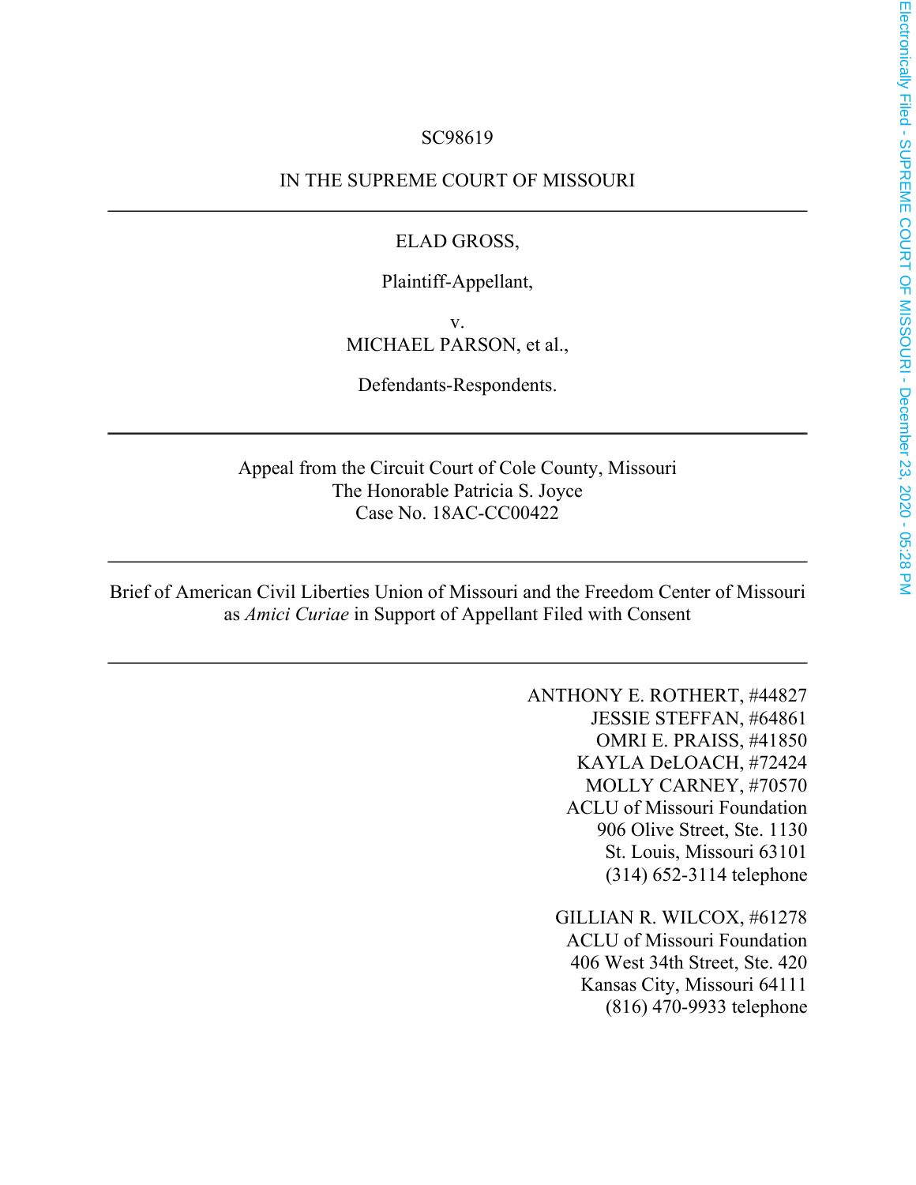SC98619

IN THE SUPREME COURT OF MISSOURI

---

ELAD GROSS,

Plaintiff-Appellant,

v.

MICHAEL PARSON, et al.,

Defendants-Respondents.

---

Appeal from the Circuit Court of Cole County, Missouri
The Honorable Patricia S. Joyce
Case No. 18AC-CC00422

---

Brief of American Civil Liberties Union of Missouri and the Freedom Center of Missouri as *Amici Curiae* in Support of Appellant Filed with Consent

---

ANTHONY E. ROTHERT, #44827
JESSIE STEFFAN, #64861
OMRI E. PRAISS, #41850
KAYLA DeLOACH, #72424
MOLLY CARNEY, #70570
ACLU of Missouri Foundation
906 Olive Street, Ste. 1130
St. Louis, Missouri 63101
(314) 652-3114 telephone

GILLIAN R. WILCOX, #61278
ACLU of Missouri Foundation
406 West 34th Street, Ste. 420
Kansas City, Missouri 64111
(816) 470-9933 telephone

Electronically Filed - SUPREME COURT OF MISSOURI - December 23, 2020 - 05:28 PM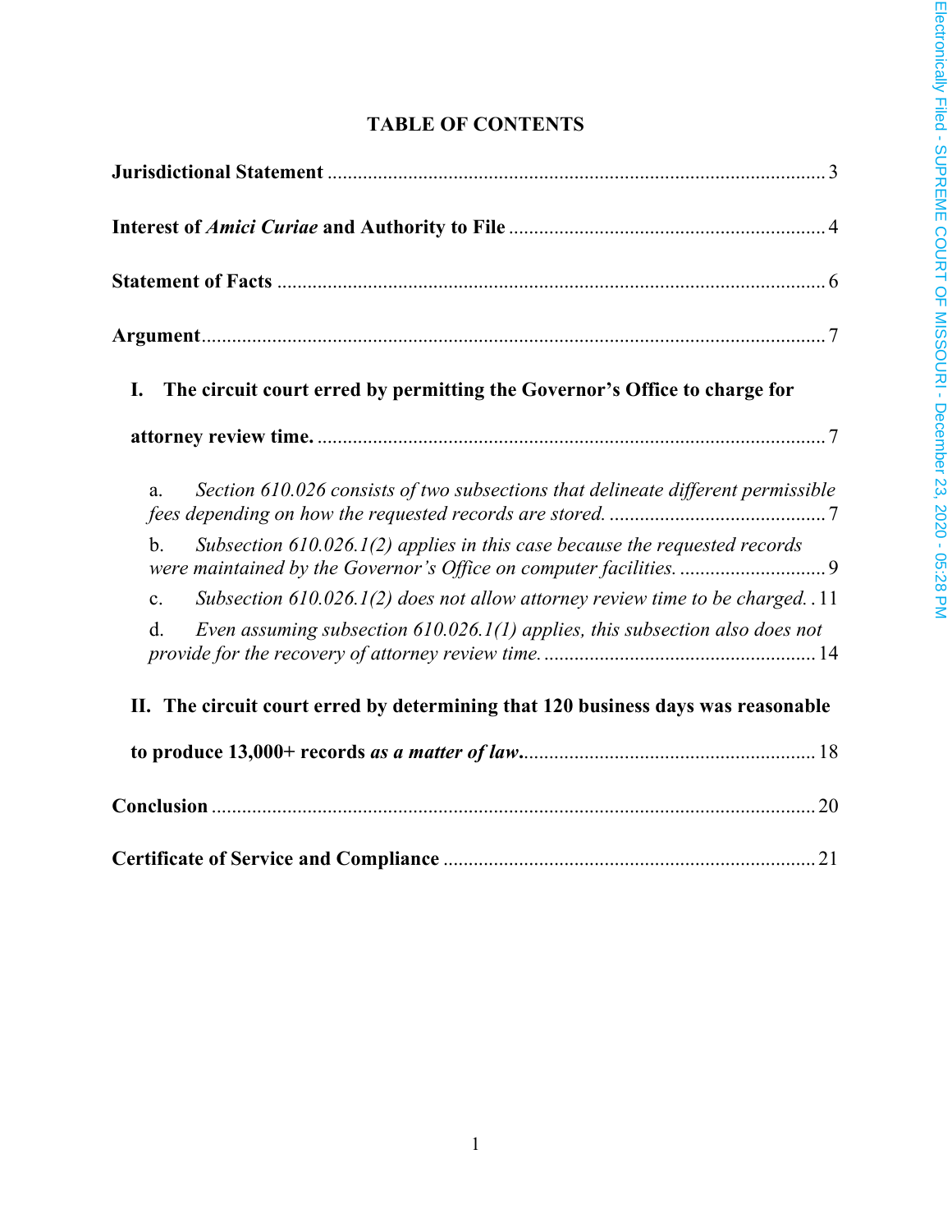# TABLE OF CONTENTS

**Jurisdictional Statement** .................................................................................................. 3

**Interest of *Amici Curiae* and Authority to File** .............................................................. 4

**Statement of Facts** ............................................................................................................ 6

**Argument**.......................................................................................................................... 7

**I. The circuit court erred by permitting the Governor's Office to charge for attorney review time.** .................................................................................................... 7

a. *Section 610.026 consists of two subsections that delineate different permissible fees depending on how the requested records are stored.* ........................................... 7

b. *Subsection 610.026.1(2) applies in this case because the requested records were maintained by the Governor's Office on computer facilities.* ............................. 9

c. *Subsection 610.026.1(2) does not allow attorney review time to be charged.* . 11

d. *Even assuming subsection 610.026.1(1) applies, this subsection also does not provide for the recovery of attorney review time.* ..................................................... 14

**II. The circuit court erred by determining that 120 business days was reasonable to produce 13,000+ records *as a matter of law*.** .......................................................... 18

**Conclusion** ...................................................................................................................... 20

**Certificate of Service and Compliance** ......................................................................... 21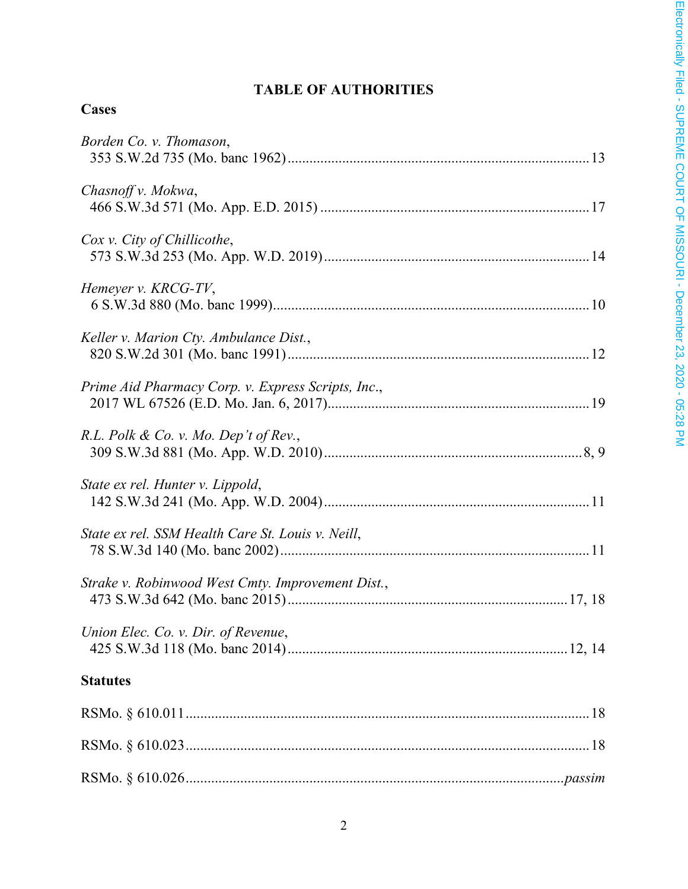# TABLE OF AUTHORITIES

## Cases

*Borden Co. v. Thomason*, 353 S.W.2d 735 (Mo. banc 1962) .......... 13

*Chasnoff v. Mokwa*, 466 S.W.3d 571 (Mo. App. E.D. 2015) .......... 17

*Cox v. City of Chillicothe*, 573 S.W.3d 253 (Mo. App. W.D. 2019) .......... 14

*Hemeyer v. KRCG-TV*, 6 S.W.3d 880 (Mo. banc 1999) .......... 10

*Keller v. Marion Cty. Ambulance Dist.*, 820 S.W.2d 301 (Mo. banc 1991) .......... 12

*Prime Aid Pharmacy Corp. v. Express Scripts, Inc.*, 2017 WL 67526 (E.D. Mo. Jan. 6, 2017) .......... 19

*R.L. Polk & Co. v. Mo. Dep't of Rev.*, 309 S.W.3d 881 (Mo. App. W.D. 2010) .......... 8, 9

*State ex rel. Hunter v. Lippold*, 142 S.W.3d 241 (Mo. App. W.D. 2004) .......... 11

*State ex rel. SSM Health Care St. Louis v. Neill*, 78 S.W.3d 140 (Mo. banc 2002) .......... 11

*Strake v. Robinwood West Cmty. Improvement Dist.*, 473 S.W.3d 642 (Mo. banc 2015) .......... 17, 18

*Union Elec. Co. v. Dir. of Revenue*, 425 S.W.3d 118 (Mo. banc 2014) .......... 12, 14

## Statutes

RSMo. § 610.011 .......... 18

RSMo. § 610.023 .......... 18

RSMo. § 610.026 .......... *passim*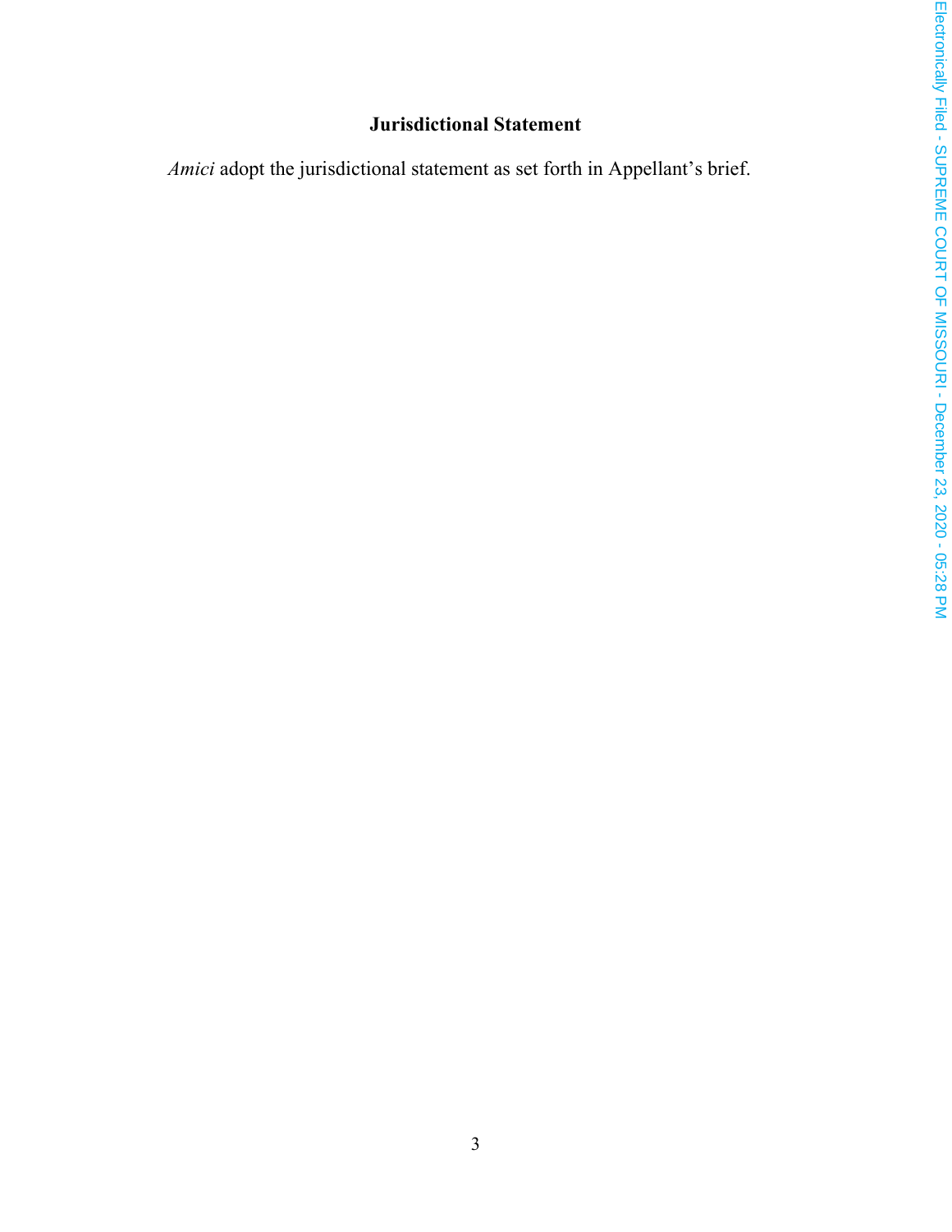## Jurisdictional Statement

*Amici* adopt the jurisdictional statement as set forth in Appellant's brief.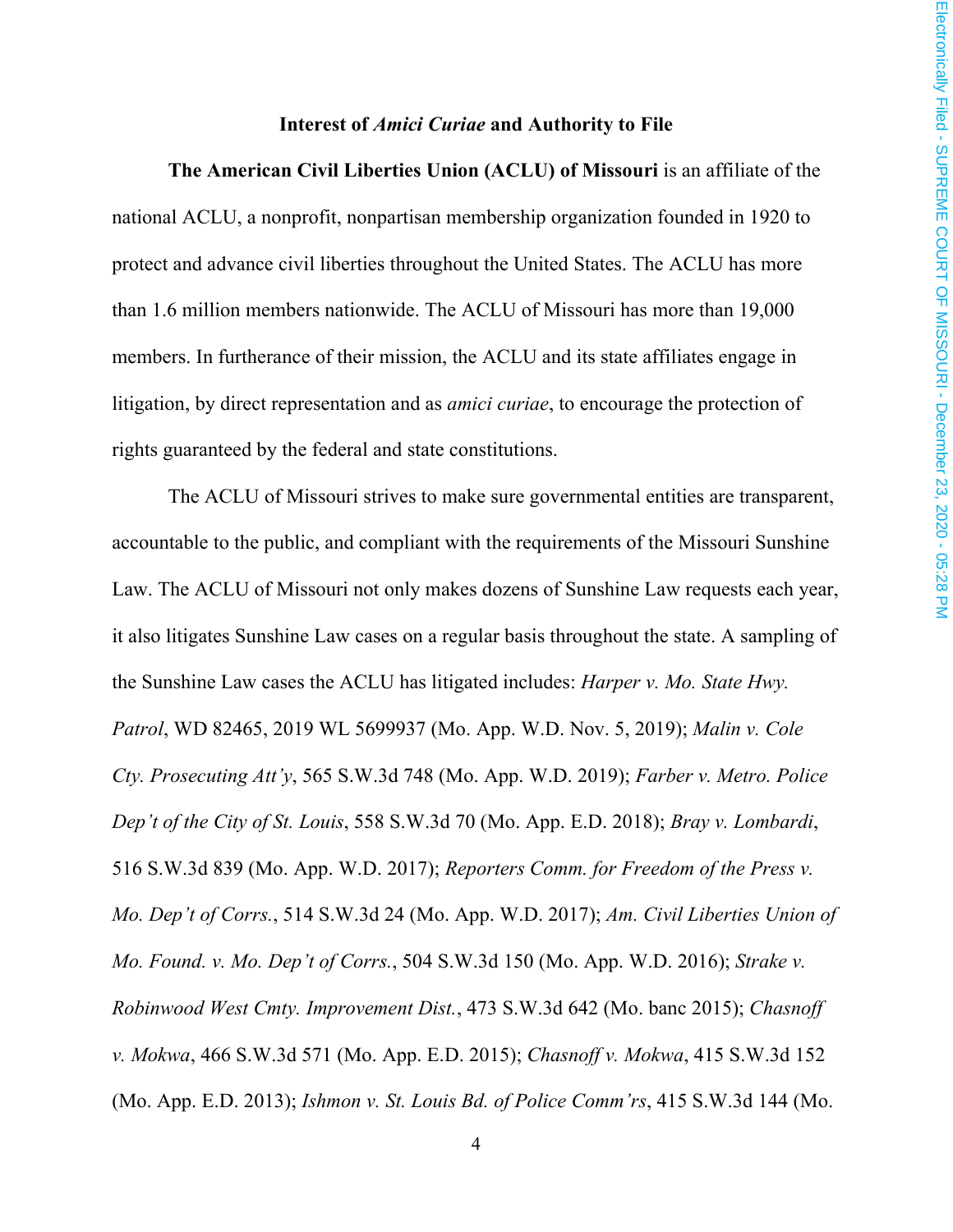## Interest of *Amici Curiae* and Authority to File

**The American Civil Liberties Union (ACLU) of Missouri** is an affiliate of the national ACLU, a nonprofit, nonpartisan membership organization founded in 1920 to protect and advance civil liberties throughout the United States. The ACLU has more than 1.6 million members nationwide. The ACLU of Missouri has more than 19,000 members. In furtherance of their mission, the ACLU and its state affiliates engage in litigation, by direct representation and as *amici curiae*, to encourage the protection of rights guaranteed by the federal and state constitutions.

The ACLU of Missouri strives to make sure governmental entities are transparent, accountable to the public, and compliant with the requirements of the Missouri Sunshine Law. The ACLU of Missouri not only makes dozens of Sunshine Law requests each year, it also litigates Sunshine Law cases on a regular basis throughout the state. A sampling of the Sunshine Law cases the ACLU has litigated includes: *Harper v. Mo. State Hwy. Patrol*, WD 82465, 2019 WL 5699937 (Mo. App. W.D. Nov. 5, 2019); *Malin v. Cole Cty. Prosecuting Att'y*, 565 S.W.3d 748 (Mo. App. W.D. 2019); *Farber v. Metro. Police Dep't of the City of St. Louis*, 558 S.W.3d 70 (Mo. App. E.D. 2018); *Bray v. Lombardi*, 516 S.W.3d 839 (Mo. App. W.D. 2017); *Reporters Comm. for Freedom of the Press v. Mo. Dep't of Corrs.*, 514 S.W.3d 24 (Mo. App. W.D. 2017); *Am. Civil Liberties Union of Mo. Found. v. Mo. Dep't of Corrs.*, 504 S.W.3d 150 (Mo. App. W.D. 2016); *Strake v. Robinwood West Cmty. Improvement Dist.*, 473 S.W.3d 642 (Mo. banc 2015); *Chasnoff v. Mokwa*, 466 S.W.3d 571 (Mo. App. E.D. 2015); *Chasnoff v. Mokwa*, 415 S.W.3d 152 (Mo. App. E.D. 2013); *Ishmon v. St. Louis Bd. of Police Comm'rs*, 415 S.W.3d 144 (Mo.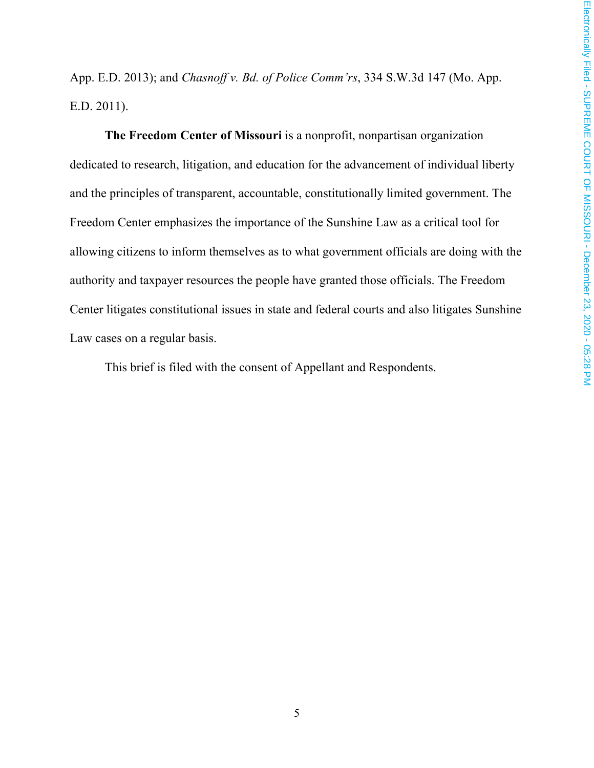App. E.D. 2013); and *Chasnoff v. Bd. of Police Comm'rs*, 334 S.W.3d 147 (Mo. App. E.D. 2011).

**The Freedom Center of Missouri** is a nonprofit, nonpartisan organization dedicated to research, litigation, and education for the advancement of individual liberty and the principles of transparent, accountable, constitutionally limited government. The Freedom Center emphasizes the importance of the Sunshine Law as a critical tool for allowing citizens to inform themselves as to what government officials are doing with the authority and taxpayer resources the people have granted those officials. The Freedom Center litigates constitutional issues in state and federal courts and also litigates Sunshine Law cases on a regular basis.

This brief is filed with the consent of Appellant and Respondents.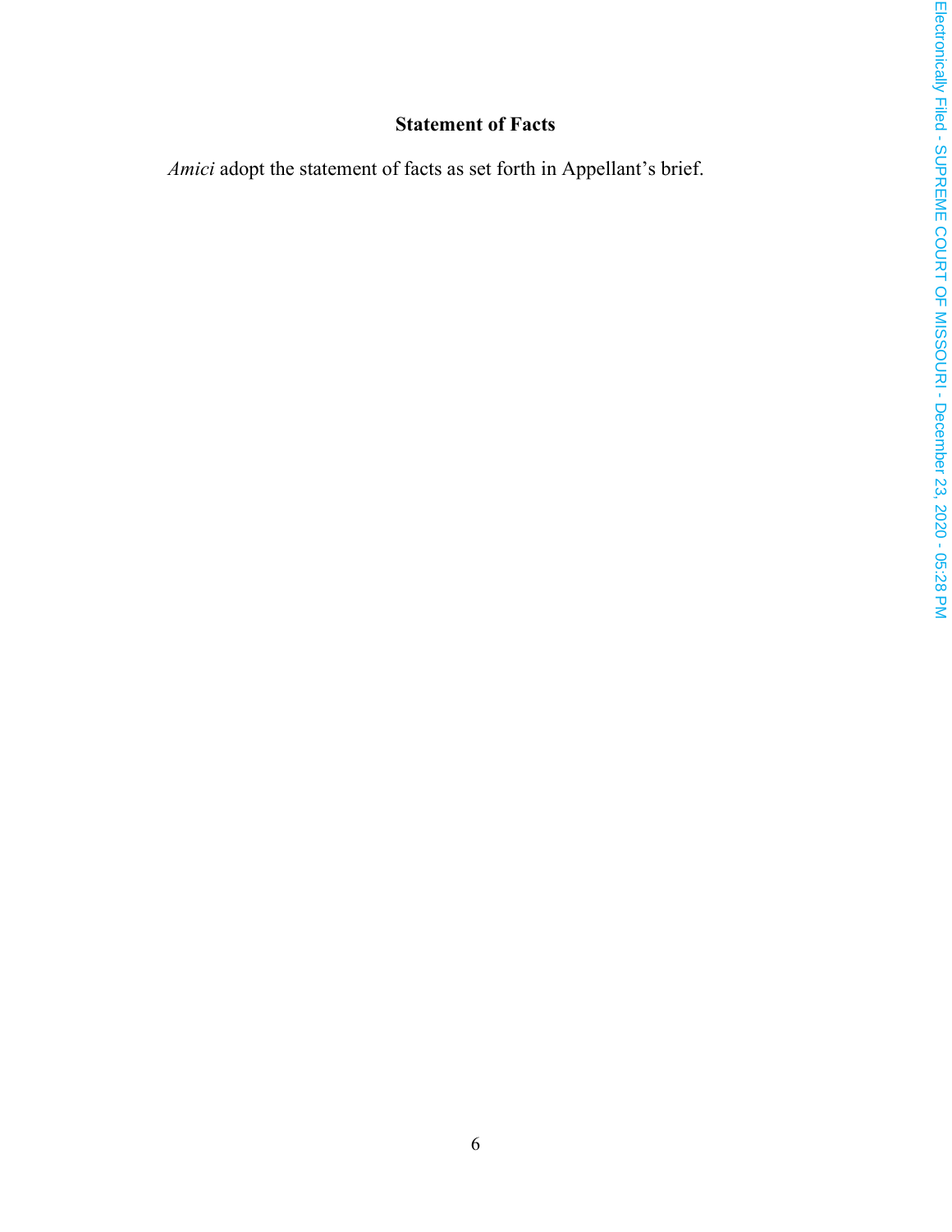## Statement of Facts

*Amici* adopt the statement of facts as set forth in Appellant's brief.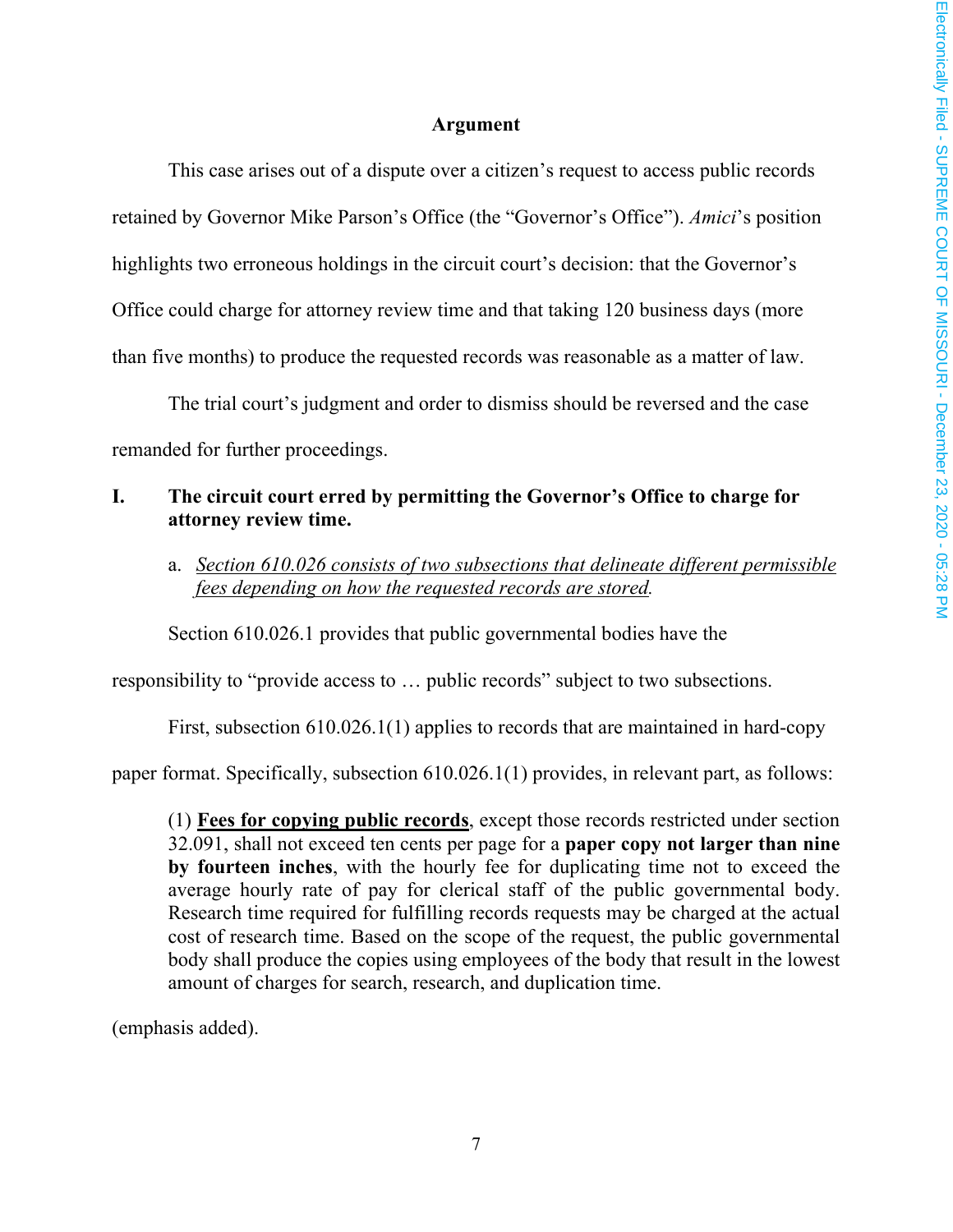## Argument

This case arises out of a dispute over a citizen's request to access public records retained by Governor Mike Parson's Office (the "Governor's Office"). *Amici*'s position highlights two erroneous holdings in the circuit court's decision: that the Governor's Office could charge for attorney review time and that taking 120 business days (more than five months) to produce the requested records was reasonable as a matter of law.

The trial court's judgment and order to dismiss should be reversed and the case remanded for further proceedings.

### I. The circuit court erred by permitting the Governor's Office to charge for attorney review time.

a. *Section 610.026 consists of two subsections that delineate different permissible fees depending on how the requested records are stored.*

Section 610.026.1 provides that public governmental bodies have the responsibility to "provide access to … public records" subject to two subsections.

First, subsection 610.026.1(1) applies to records that are maintained in hard-copy paper format. Specifically, subsection 610.026.1(1) provides, in relevant part, as follows:

> (1) **Fees for copying public records**, except those records restricted under section 32.091, shall not exceed ten cents per page for a **paper copy not larger than nine by fourteen inches**, with the hourly fee for duplicating time not to exceed the average hourly rate of pay for clerical staff of the public governmental body. Research time required for fulfilling records requests may be charged at the actual cost of research time. Based on the scope of the request, the public governmental body shall produce the copies using employees of the body that result in the lowest amount of charges for search, research, and duplication time.

(emphasis added).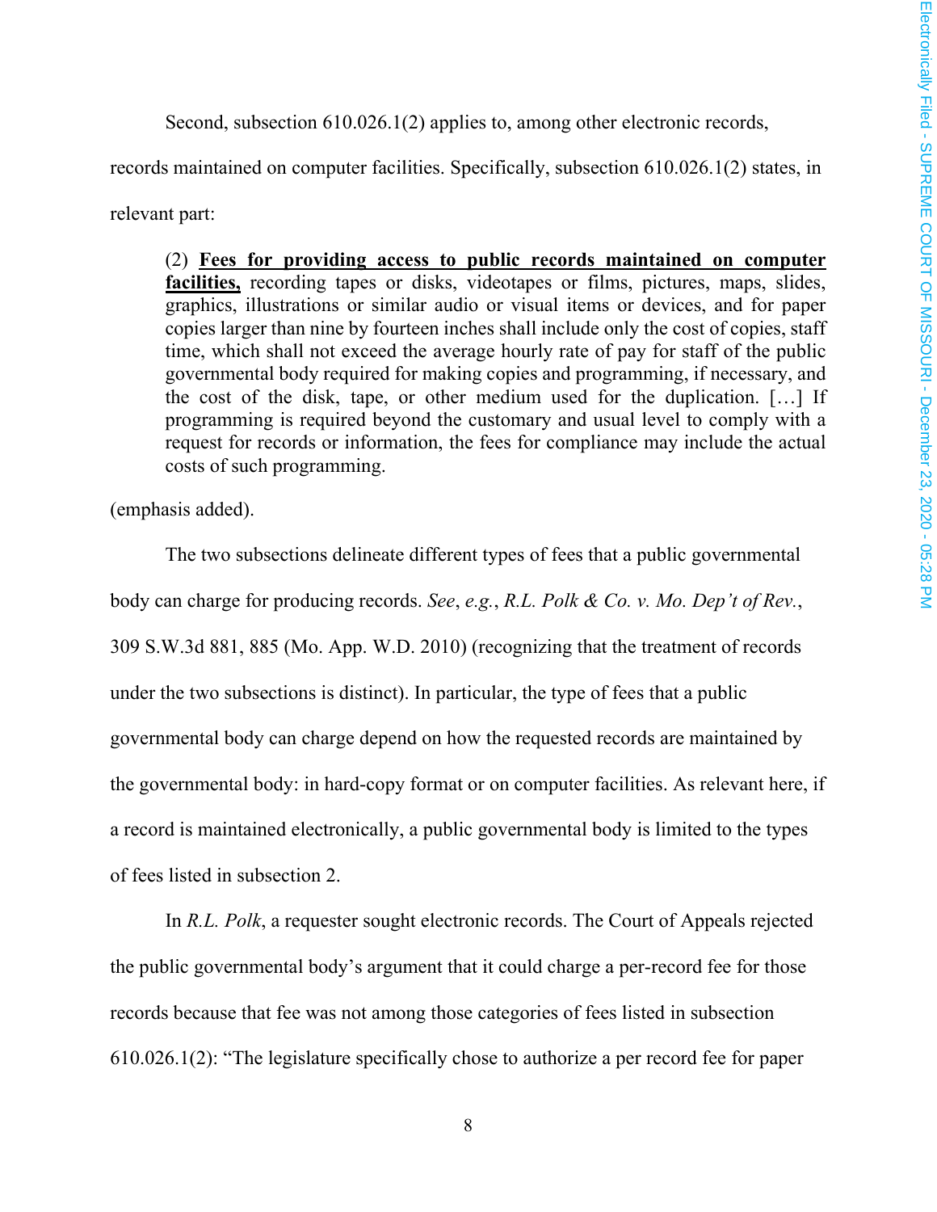Second, subsection 610.026.1(2) applies to, among other electronic records, records maintained on computer facilities. Specifically, subsection 610.026.1(2) states, in relevant part:

> (2) **<u>Fees for providing access to public records maintained on computer facilities,</u>** recording tapes or disks, videotapes or films, pictures, maps, slides, graphics, illustrations or similar audio or visual items or devices, and for paper copies larger than nine by fourteen inches shall include only the cost of copies, staff time, which shall not exceed the average hourly rate of pay for staff of the public governmental body required for making copies and programming, if necessary, and the cost of the disk, tape, or other medium used for the duplication. […] If programming is required beyond the customary and usual level to comply with a request for records or information, the fees for compliance may include the actual costs of such programming.

(emphasis added).

The two subsections delineate different types of fees that a public governmental body can charge for producing records. *See*, *e.g.*, *R.L. Polk & Co. v. Mo. Dep't of Rev.*, 309 S.W.3d 881, 885 (Mo. App. W.D. 2010) (recognizing that the treatment of records under the two subsections is distinct). In particular, the type of fees that a public governmental body can charge depend on how the requested records are maintained by the governmental body: in hard-copy format or on computer facilities. As relevant here, if a record is maintained electronically, a public governmental body is limited to the types of fees listed in subsection 2.

In *R.L. Polk*, a requester sought electronic records. The Court of Appeals rejected the public governmental body's argument that it could charge a per-record fee for those records because that fee was not among those categories of fees listed in subsection 610.026.1(2): "The legislature specifically chose to authorize a per record fee for paper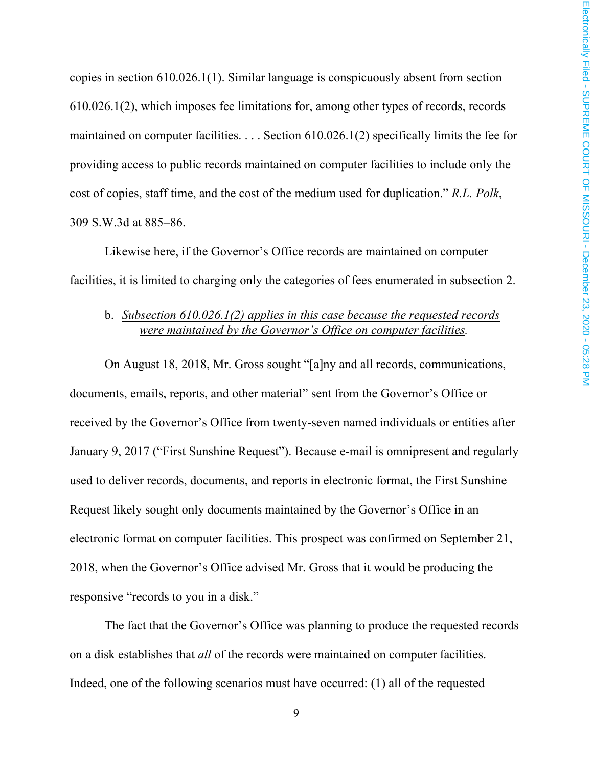copies in section 610.026.1(1). Similar language is conspicuously absent from section 610.026.1(2), which imposes fee limitations for, among other types of records, records maintained on computer facilities. . . . Section 610.026.1(2) specifically limits the fee for providing access to public records maintained on computer facilities to include only the cost of copies, staff time, and the cost of the medium used for duplication." *R.L. Polk*, 309 S.W.3d at 885–86.

Likewise here, if the Governor's Office records are maintained on computer facilities, it is limited to charging only the categories of fees enumerated in subsection 2.

b. *Subsection 610.026.1(2) applies in this case because the requested records were maintained by the Governor's Office on computer facilities.*

On August 18, 2018, Mr. Gross sought "[a]ny and all records, communications, documents, emails, reports, and other material" sent from the Governor's Office or received by the Governor's Office from twenty-seven named individuals or entities after January 9, 2017 ("First Sunshine Request"). Because e-mail is omnipresent and regularly used to deliver records, documents, and reports in electronic format, the First Sunshine Request likely sought only documents maintained by the Governor's Office in an electronic format on computer facilities. This prospect was confirmed on September 21, 2018, when the Governor's Office advised Mr. Gross that it would be producing the responsive "records to you in a disk."

The fact that the Governor's Office was planning to produce the requested records on a disk establishes that *all* of the records were maintained on computer facilities. Indeed, one of the following scenarios must have occurred: (1) all of the requested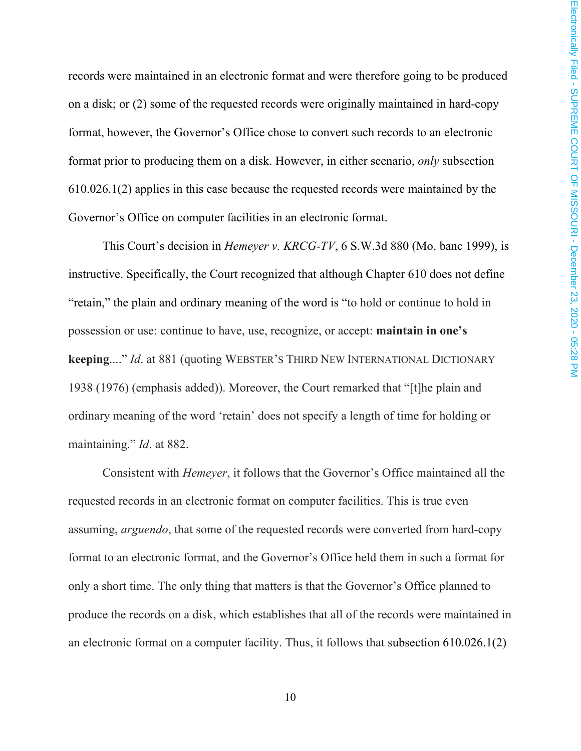records were maintained in an electronic format and were therefore going to be produced on a disk; or (2) some of the requested records were originally maintained in hard-copy format, however, the Governor's Office chose to convert such records to an electronic format prior to producing them on a disk. However, in either scenario, *only* subsection 610.026.1(2) applies in this case because the requested records were maintained by the Governor's Office on computer facilities in an electronic format.

This Court's decision in *Hemeyer v. KRCG-TV*, 6 S.W.3d 880 (Mo. banc 1999), is instructive. Specifically, the Court recognized that although Chapter 610 does not define "retain," the plain and ordinary meaning of the word is "to hold or continue to hold in possession or use: continue to have, use, recognize, or accept: **maintain in one's keeping**...." *Id*. at 881 (quoting WEBSTER'S THIRD NEW INTERNATIONAL DICTIONARY 1938 (1976) (emphasis added)). Moreover, the Court remarked that "[t]he plain and ordinary meaning of the word 'retain' does not specify a length of time for holding or maintaining." *Id*. at 882.

Consistent with *Hemeyer*, it follows that the Governor's Office maintained all the requested records in an electronic format on computer facilities. This is true even assuming, *arguendo*, that some of the requested records were converted from hard-copy format to an electronic format, and the Governor's Office held them in such a format for only a short time. The only thing that matters is that the Governor's Office planned to produce the records on a disk, which establishes that all of the records were maintained in an electronic format on a computer facility. Thus, it follows that subsection 610.026.1(2)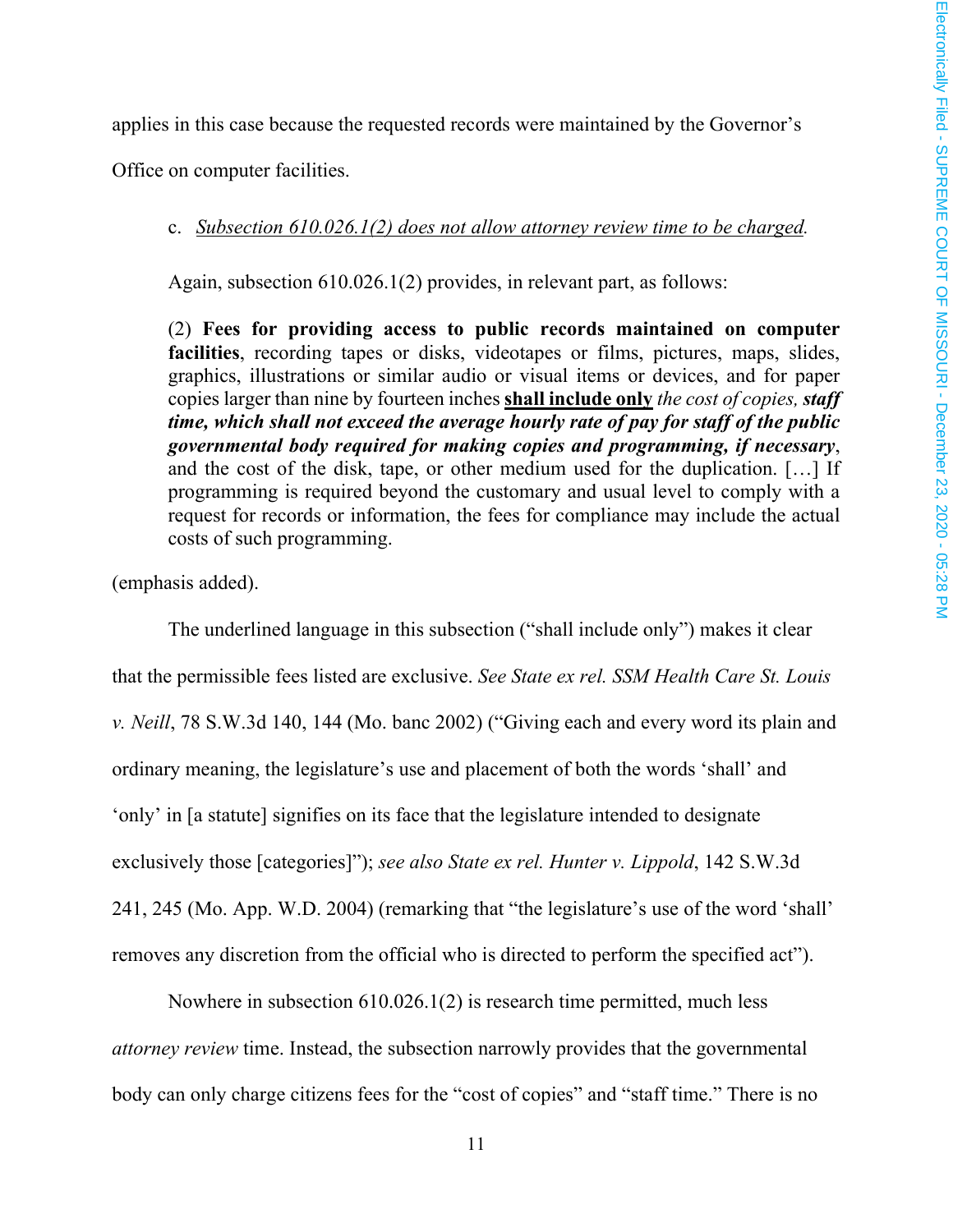applies in this case because the requested records were maintained by the Governor's Office on computer facilities.

c. *Subsection 610.026.1(2) does not allow attorney review time to be charged.*

Again, subsection 610.026.1(2) provides, in relevant part, as follows:

> (2) **Fees for providing access to public records maintained on computer facilities**, recording tapes or disks, videotapes or films, pictures, maps, slides, graphics, illustrations or similar audio or visual items or devices, and for paper copies larger than nine by fourteen inches **shall include only** *the cost of copies,* ***staff time, which shall not exceed the average hourly rate of pay for staff of the public governmental body required for making copies and programming, if necessary***, and the cost of the disk, tape, or other medium used for the duplication. […] If programming is required beyond the customary and usual level to comply with a request for records or information, the fees for compliance may include the actual costs of such programming.

(emphasis added).

The underlined language in this subsection ("shall include only") makes it clear that the permissible fees listed are exclusive. *See State ex rel. SSM Health Care St. Louis v. Neill*, 78 S.W.3d 140, 144 (Mo. banc 2002) ("Giving each and every word its plain and ordinary meaning, the legislature's use and placement of both the words 'shall' and 'only' in [a statute] signifies on its face that the legislature intended to designate exclusively those [categories]"); *see also State ex rel. Hunter v. Lippold*, 142 S.W.3d 241, 245 (Mo. App. W.D. 2004) (remarking that "the legislature's use of the word 'shall' removes any discretion from the official who is directed to perform the specified act").

Nowhere in subsection 610.026.1(2) is research time permitted, much less *attorney review* time. Instead, the subsection narrowly provides that the governmental body can only charge citizens fees for the "cost of copies" and "staff time." There is no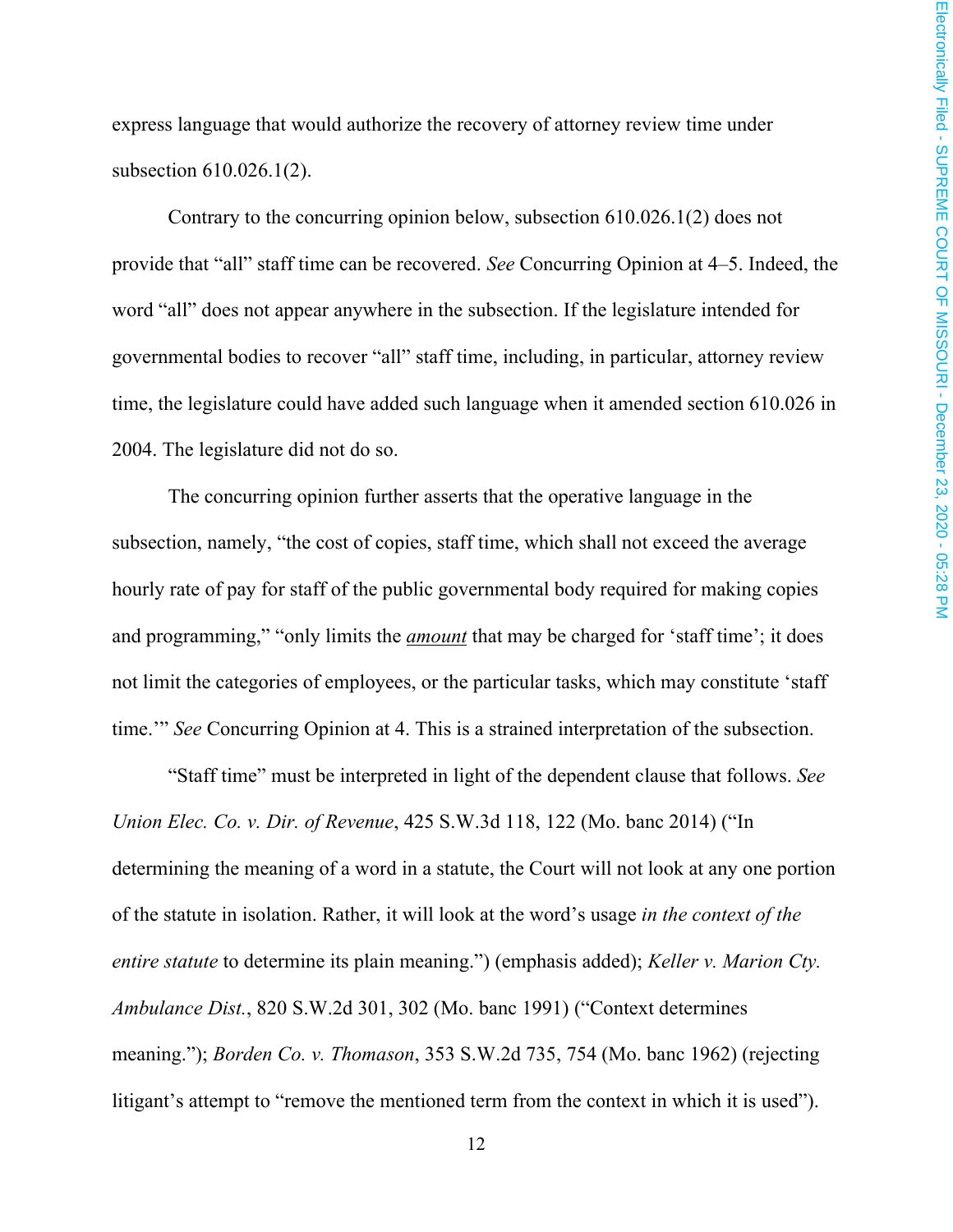express language that would authorize the recovery of attorney review time under subsection 610.026.1(2).

Contrary to the concurring opinion below, subsection 610.026.1(2) does not provide that "all" staff time can be recovered. *See* Concurring Opinion at 4–5. Indeed, the word "all" does not appear anywhere in the subsection. If the legislature intended for governmental bodies to recover "all" staff time, including, in particular, attorney review time, the legislature could have added such language when it amended section 610.026 in 2004. The legislature did not do so.

The concurring opinion further asserts that the operative language in the subsection, namely, "the cost of copies, staff time, which shall not exceed the average hourly rate of pay for staff of the public governmental body required for making copies and programming," "only limits the ***amount*** that may be charged for 'staff time'; it does not limit the categories of employees, or the particular tasks, which may constitute 'staff time.'" *See* Concurring Opinion at 4. This is a strained interpretation of the subsection.

"Staff time" must be interpreted in light of the dependent clause that follows. *See Union Elec. Co. v. Dir. of Revenue*, 425 S.W.3d 118, 122 (Mo. banc 2014) ("In determining the meaning of a word in a statute, the Court will not look at any one portion of the statute in isolation. Rather, it will look at the word's usage *in the context of the entire statute* to determine its plain meaning.") (emphasis added); *Keller v. Marion Cty. Ambulance Dist.*, 820 S.W.2d 301, 302 (Mo. banc 1991) ("Context determines meaning."); *Borden Co. v. Thomason*, 353 S.W.2d 735, 754 (Mo. banc 1962) (rejecting litigant's attempt to "remove the mentioned term from the context in which it is used").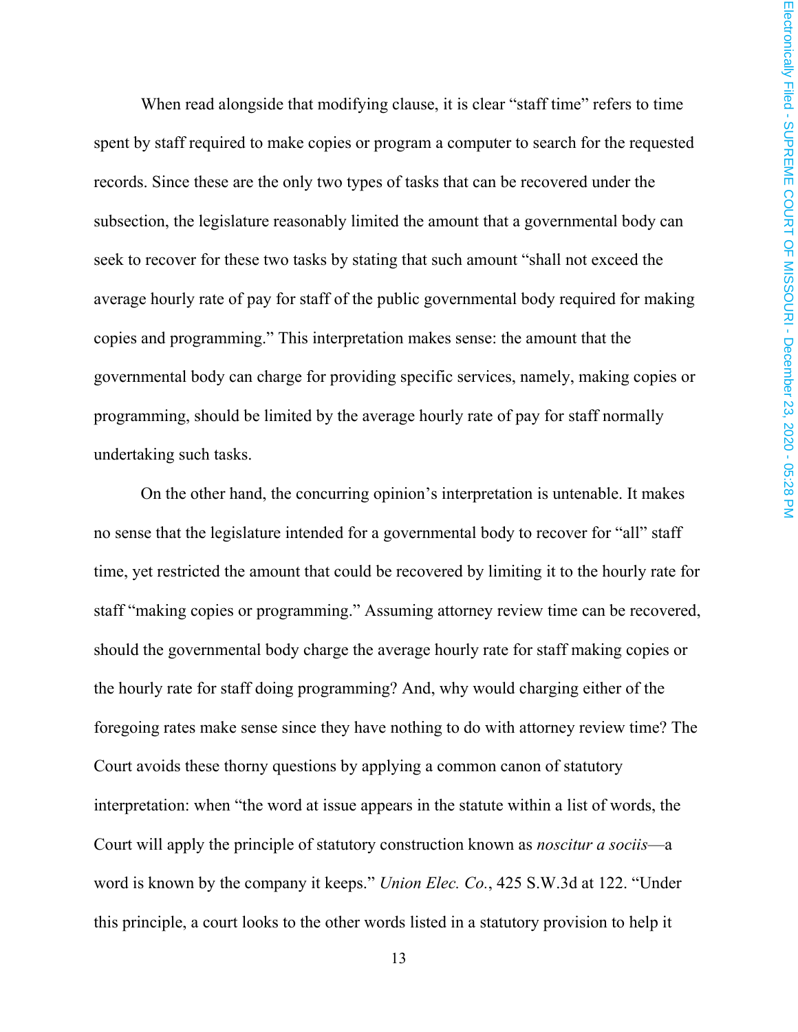When read alongside that modifying clause, it is clear "staff time" refers to time spent by staff required to make copies or program a computer to search for the requested records. Since these are the only two types of tasks that can be recovered under the subsection, the legislature reasonably limited the amount that a governmental body can seek to recover for these two tasks by stating that such amount "shall not exceed the average hourly rate of pay for staff of the public governmental body required for making copies and programming." This interpretation makes sense: the amount that the governmental body can charge for providing specific services, namely, making copies or programming, should be limited by the average hourly rate of pay for staff normally undertaking such tasks.

On the other hand, the concurring opinion's interpretation is untenable. It makes no sense that the legislature intended for a governmental body to recover for "all" staff time, yet restricted the amount that could be recovered by limiting it to the hourly rate for staff "making copies or programming." Assuming attorney review time can be recovered, should the governmental body charge the average hourly rate for staff making copies or the hourly rate for staff doing programming? And, why would charging either of the foregoing rates make sense since they have nothing to do with attorney review time? The Court avoids these thorny questions by applying a common canon of statutory interpretation: when "the word at issue appears in the statute within a list of words, the Court will apply the principle of statutory construction known as *noscitur a sociis*—a word is known by the company it keeps." *Union Elec. Co.*, 425 S.W.3d at 122. "Under this principle, a court looks to the other words listed in a statutory provision to help it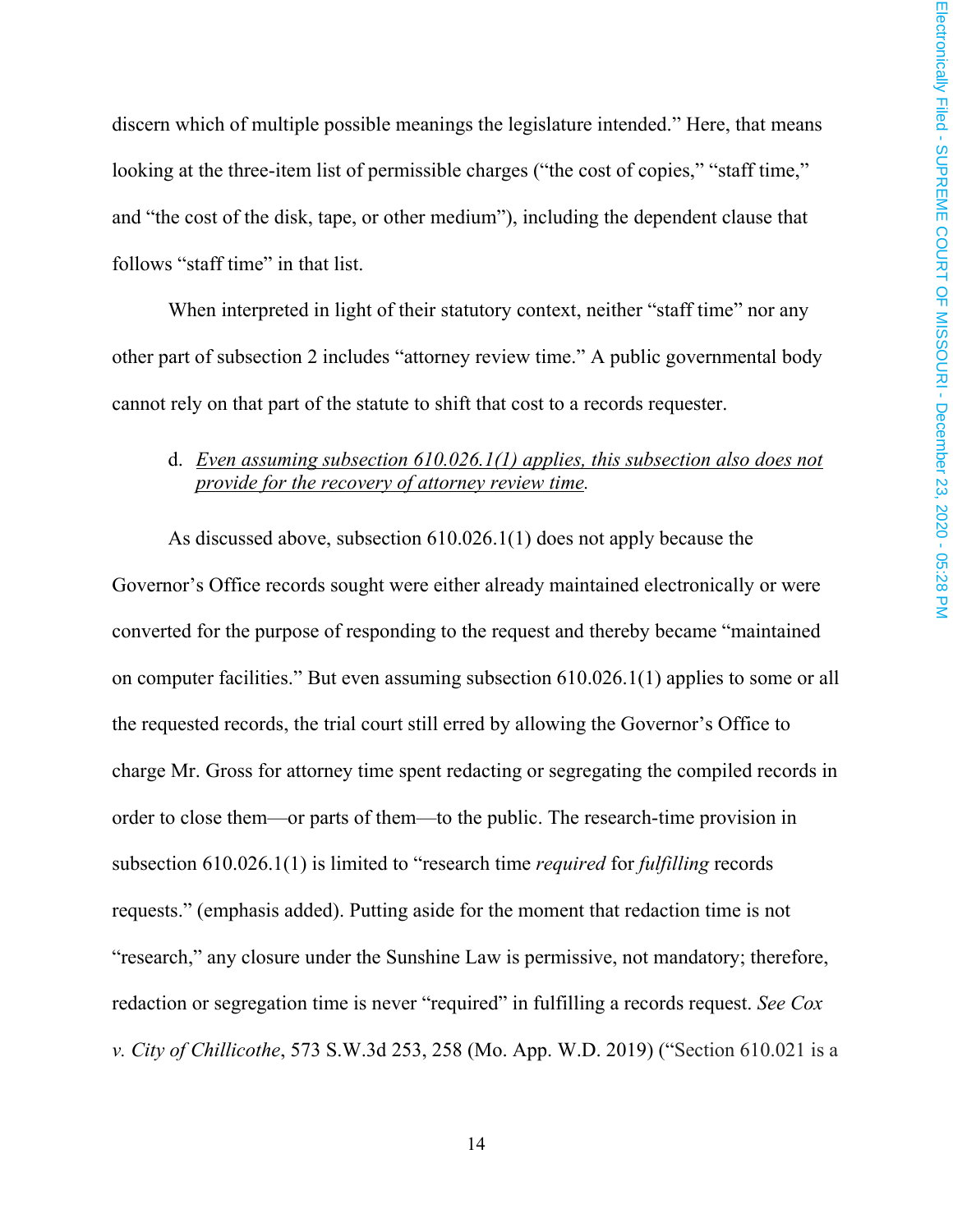discern which of multiple possible meanings the legislature intended." Here, that means looking at the three-item list of permissible charges ("the cost of copies," "staff time," and "the cost of the disk, tape, or other medium"), including the dependent clause that follows "staff time" in that list.

When interpreted in light of their statutory context, neither "staff time" nor any other part of subsection 2 includes "attorney review time." A public governmental body cannot rely on that part of the statute to shift that cost to a records requester.

d. *Even assuming subsection 610.026.1(1) applies, this subsection also does not provide for the recovery of attorney review time.*

As discussed above, subsection 610.026.1(1) does not apply because the Governor's Office records sought were either already maintained electronically or were converted for the purpose of responding to the request and thereby became "maintained on computer facilities." But even assuming subsection 610.026.1(1) applies to some or all the requested records, the trial court still erred by allowing the Governor's Office to charge Mr. Gross for attorney time spent redacting or segregating the compiled records in order to close them—or parts of them—to the public. The research-time provision in subsection 610.026.1(1) is limited to "research time *required* for *fulfilling* records requests." (emphasis added). Putting aside for the moment that redaction time is not "research," any closure under the Sunshine Law is permissive, not mandatory; therefore, redaction or segregation time is never "required" in fulfilling a records request. *See Cox v. City of Chillicothe*, 573 S.W.3d 253, 258 (Mo. App. W.D. 2019) ("Section 610.021 is a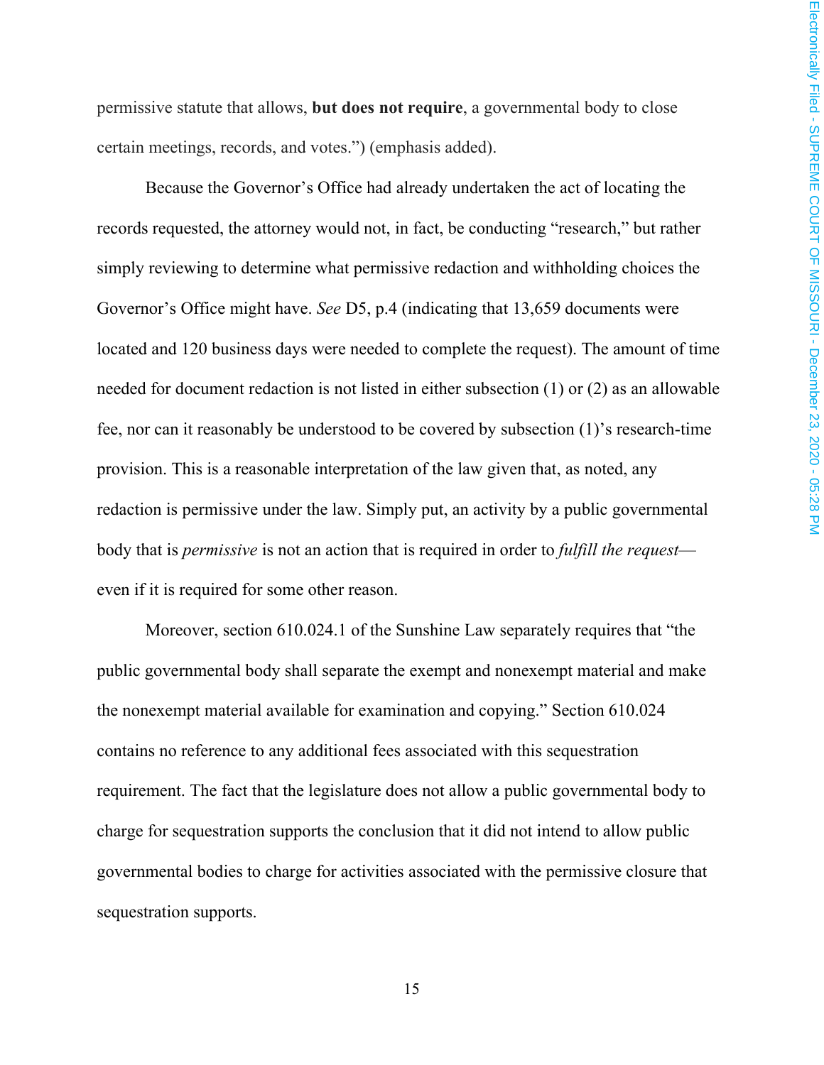permissive statute that allows, **but does not require**, a governmental body to close certain meetings, records, and votes.") (emphasis added).

Because the Governor's Office had already undertaken the act of locating the records requested, the attorney would not, in fact, be conducting "research," but rather simply reviewing to determine what permissive redaction and withholding choices the Governor's Office might have. *See* D5, p.4 (indicating that 13,659 documents were located and 120 business days were needed to complete the request). The amount of time needed for document redaction is not listed in either subsection (1) or (2) as an allowable fee, nor can it reasonably be understood to be covered by subsection (1)'s research-time provision. This is a reasonable interpretation of the law given that, as noted, any redaction is permissive under the law. Simply put, an activity by a public governmental body that is *permissive* is not an action that is required in order to *fulfill the request*—even if it is required for some other reason.

Moreover, section 610.024.1 of the Sunshine Law separately requires that "the public governmental body shall separate the exempt and nonexempt material and make the nonexempt material available for examination and copying." Section 610.024 contains no reference to any additional fees associated with this sequestration requirement. The fact that the legislature does not allow a public governmental body to charge for sequestration supports the conclusion that it did not intend to allow public governmental bodies to charge for activities associated with the permissive closure that sequestration supports.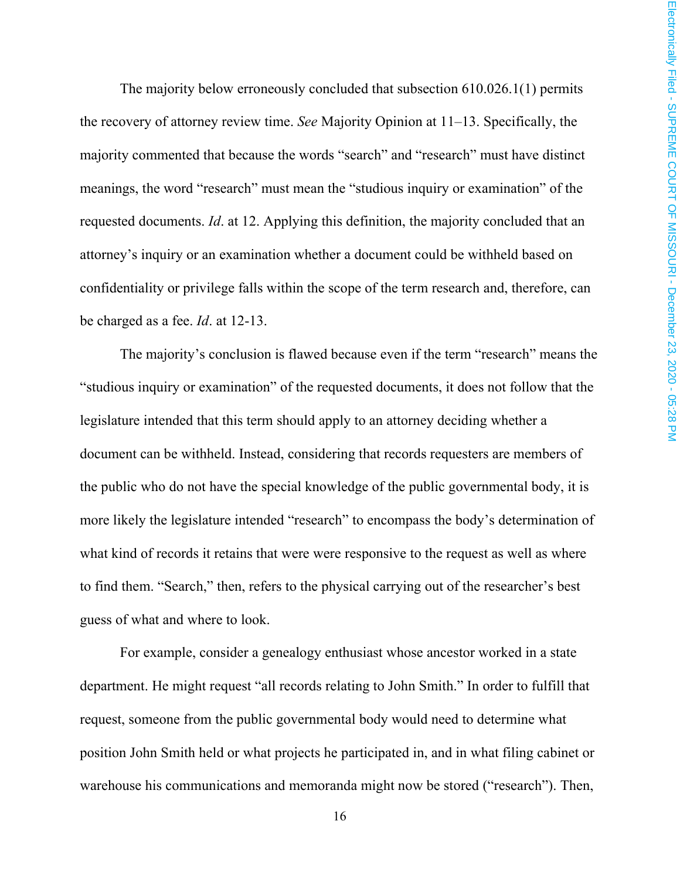The majority below erroneously concluded that subsection 610.026.1(1) permits the recovery of attorney review time. *See* Majority Opinion at 11–13. Specifically, the majority commented that because the words "search" and "research" must have distinct meanings, the word "research" must mean the "studious inquiry or examination" of the requested documents. *Id*. at 12. Applying this definition, the majority concluded that an attorney's inquiry or an examination whether a document could be withheld based on confidentiality or privilege falls within the scope of the term research and, therefore, can be charged as a fee. *Id*. at 12-13.

The majority's conclusion is flawed because even if the term "research" means the "studious inquiry or examination" of the requested documents, it does not follow that the legislature intended that this term should apply to an attorney deciding whether a document can be withheld. Instead, considering that records requesters are members of the public who do not have the special knowledge of the public governmental body, it is more likely the legislature intended "research" to encompass the body's determination of what kind of records it retains that were were responsive to the request as well as where to find them. "Search," then, refers to the physical carrying out of the researcher's best guess of what and where to look.

For example, consider a genealogy enthusiast whose ancestor worked in a state department. He might request "all records relating to John Smith." In order to fulfill that request, someone from the public governmental body would need to determine what position John Smith held or what projects he participated in, and in what filing cabinet or warehouse his communications and memoranda might now be stored ("research"). Then,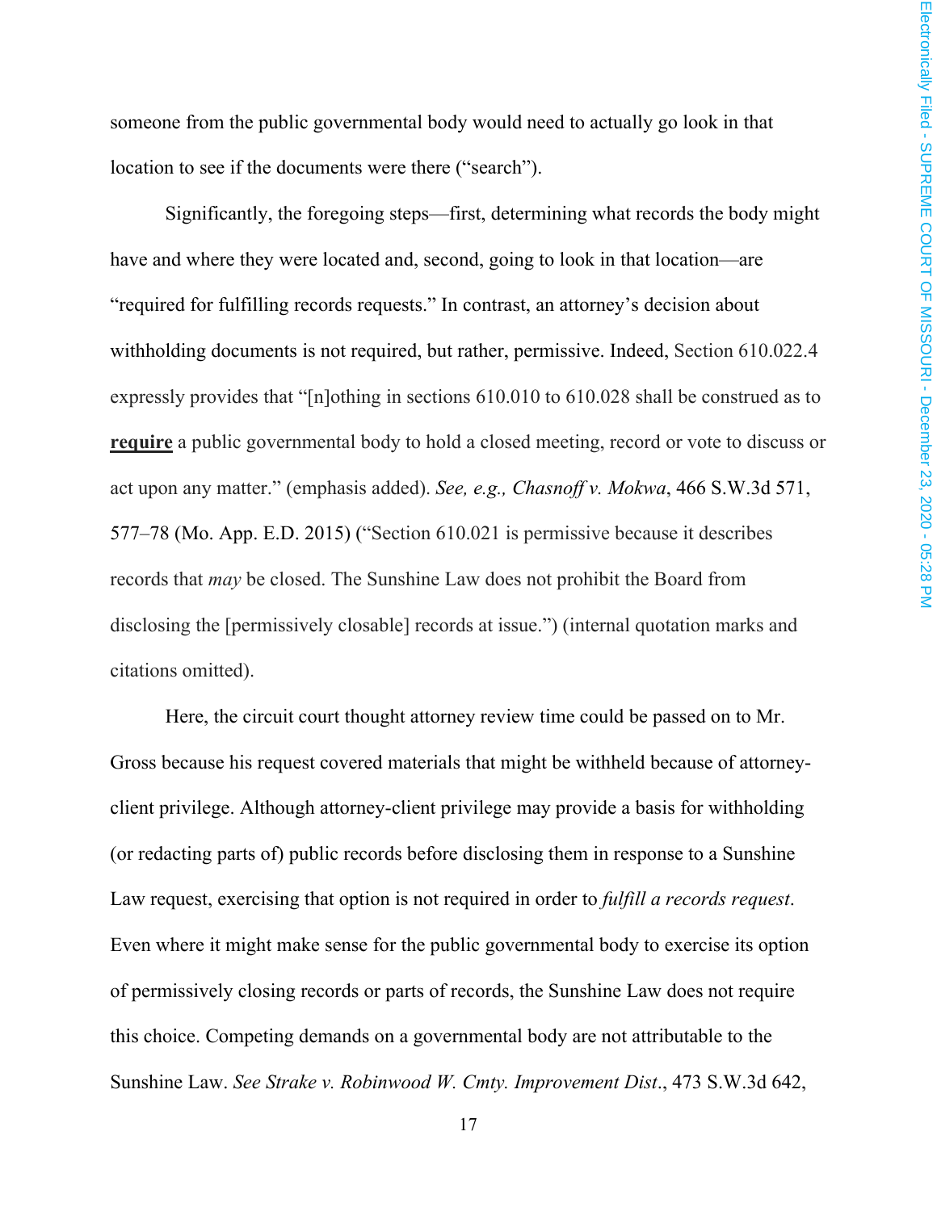someone from the public governmental body would need to actually go look in that location to see if the documents were there ("search").

Significantly, the foregoing steps—first, determining what records the body might have and where they were located and, second, going to look in that location—are "required for fulfilling records requests." In contrast, an attorney's decision about withholding documents is not required, but rather, permissive. Indeed, Section 610.022.4 expressly provides that "[n]othing in sections 610.010 to 610.028 shall be construed as to **require** a public governmental body to hold a closed meeting, record or vote to discuss or act upon any matter." (emphasis added). *See, e.g., Chasnoff v. Mokwa*, 466 S.W.3d 571, 577–78 (Mo. App. E.D. 2015) ("Section 610.021 is permissive because it describes records that *may* be closed. The Sunshine Law does not prohibit the Board from disclosing the [permissively closable] records at issue.") (internal quotation marks and citations omitted).

Here, the circuit court thought attorney review time could be passed on to Mr. Gross because his request covered materials that might be withheld because of attorney-client privilege. Although attorney-client privilege may provide a basis for withholding (or redacting parts of) public records before disclosing them in response to a Sunshine Law request, exercising that option is not required in order to *fulfill a records request*. Even where it might make sense for the public governmental body to exercise its option of permissively closing records or parts of records, the Sunshine Law does not require this choice. Competing demands on a governmental body are not attributable to the Sunshine Law. *See Strake v. Robinwood W. Cmty. Improvement Dist.*, 473 S.W.3d 642,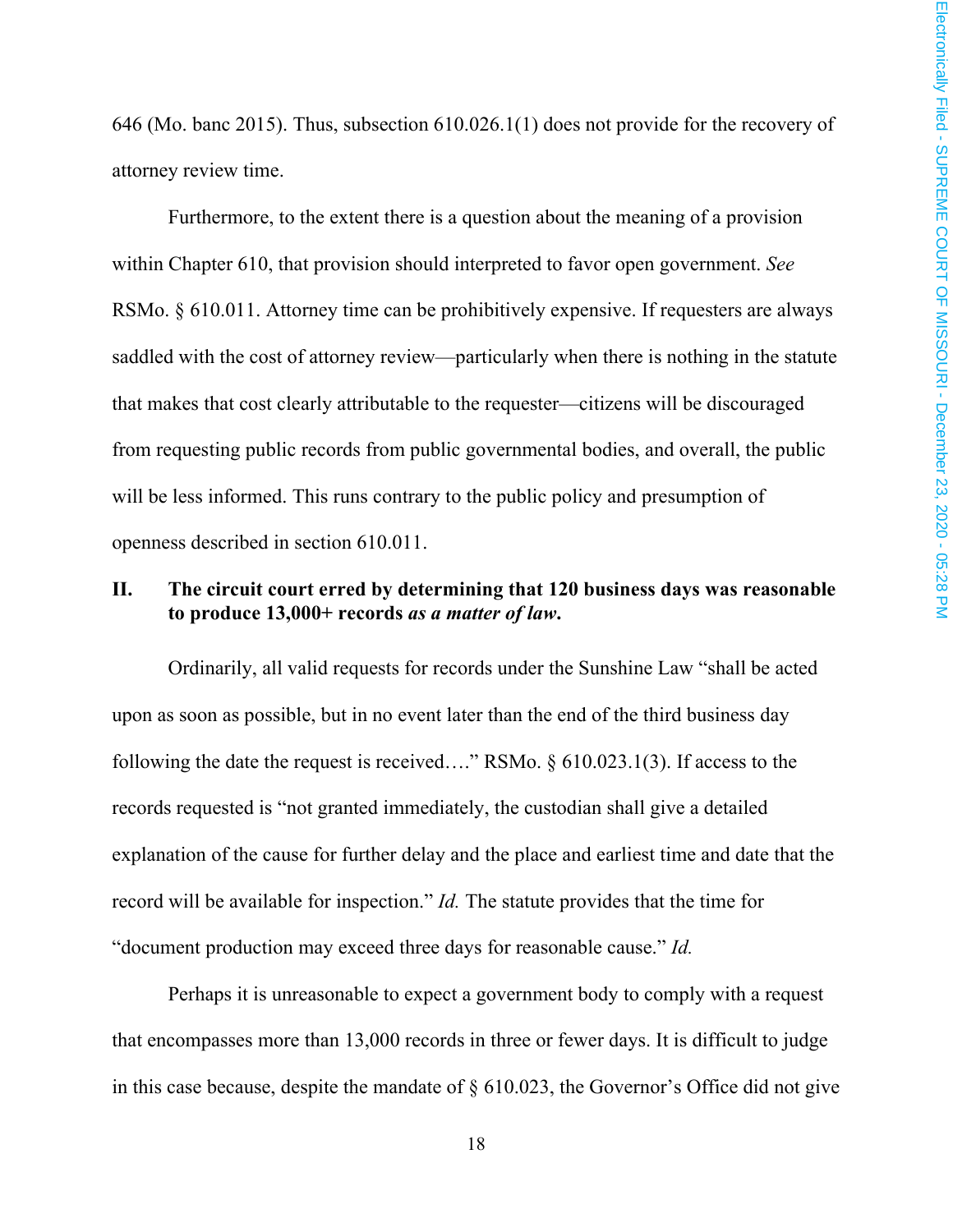646 (Mo. banc 2015). Thus, subsection 610.026.1(1) does not provide for the recovery of attorney review time.

Furthermore, to the extent there is a question about the meaning of a provision within Chapter 610, that provision should interpreted to favor open government. *See* RSMo. § 610.011. Attorney time can be prohibitively expensive. If requesters are always saddled with the cost of attorney review—particularly when there is nothing in the statute that makes that cost clearly attributable to the requester—citizens will be discouraged from requesting public records from public governmental bodies, and overall, the public will be less informed. This runs contrary to the public policy and presumption of openness described in section 610.011.

## II. The circuit court erred by determining that 120 business days was reasonable to produce 13,000+ records *as a matter of law*.

Ordinarily, all valid requests for records under the Sunshine Law "shall be acted upon as soon as possible, but in no event later than the end of the third business day following the date the request is received…." RSMo. § 610.023.1(3). If access to the records requested is "not granted immediately, the custodian shall give a detailed explanation of the cause for further delay and the place and earliest time and date that the record will be available for inspection." *Id.* The statute provides that the time for "document production may exceed three days for reasonable cause." *Id.*

Perhaps it is unreasonable to expect a government body to comply with a request that encompasses more than 13,000 records in three or fewer days. It is difficult to judge in this case because, despite the mandate of § 610.023, the Governor's Office did not give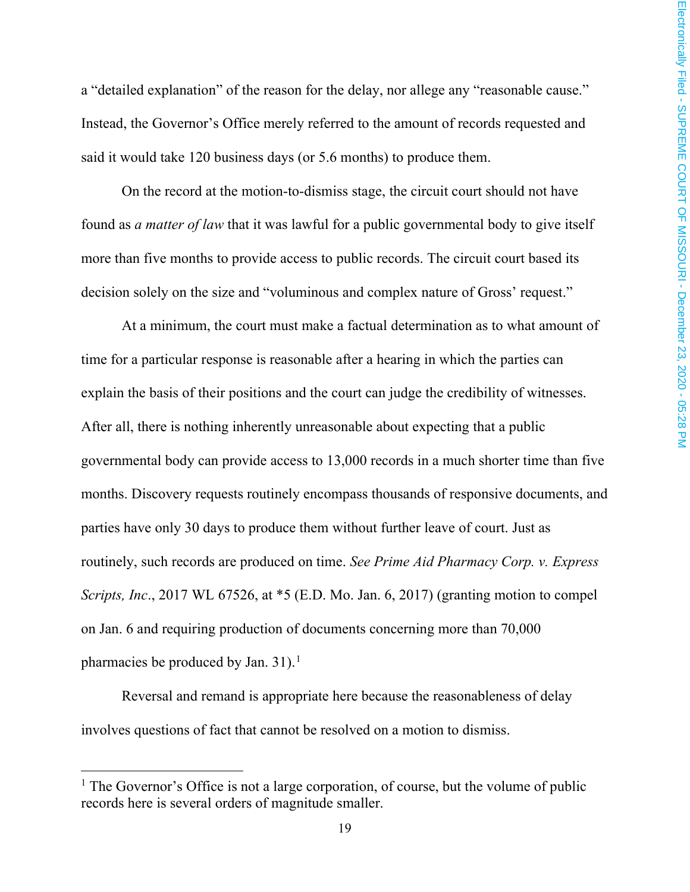a "detailed explanation" of the reason for the delay, nor allege any "reasonable cause." Instead, the Governor's Office merely referred to the amount of records requested and said it would take 120 business days (or 5.6 months) to produce them.

On the record at the motion-to-dismiss stage, the circuit court should not have found as *a matter of law* that it was lawful for a public governmental body to give itself more than five months to provide access to public records. The circuit court based its decision solely on the size and "voluminous and complex nature of Gross' request."

At a minimum, the court must make a factual determination as to what amount of time for a particular response is reasonable after a hearing in which the parties can explain the basis of their positions and the court can judge the credibility of witnesses. After all, there is nothing inherently unreasonable about expecting that a public governmental body can provide access to 13,000 records in a much shorter time than five months. Discovery requests routinely encompass thousands of responsive documents, and parties have only 30 days to produce them without further leave of court. Just as routinely, such records are produced on time. *See Prime Aid Pharmacy Corp. v. Express Scripts, Inc*., 2017 WL 67526, at *5 (E.D. Mo. Jan. 6, 2017) (granting motion to compel on Jan. 6 and requiring production of documents concerning more than 70,000 pharmacies be produced by Jan. 31).[1]

Reversal and remand is appropriate here because the reasonableness of delay involves questions of fact that cannot be resolved on a motion to dismiss.

---

[1] The Governor's Office is not a large corporation, of course, but the volume of public records here is several orders of magnitude smaller.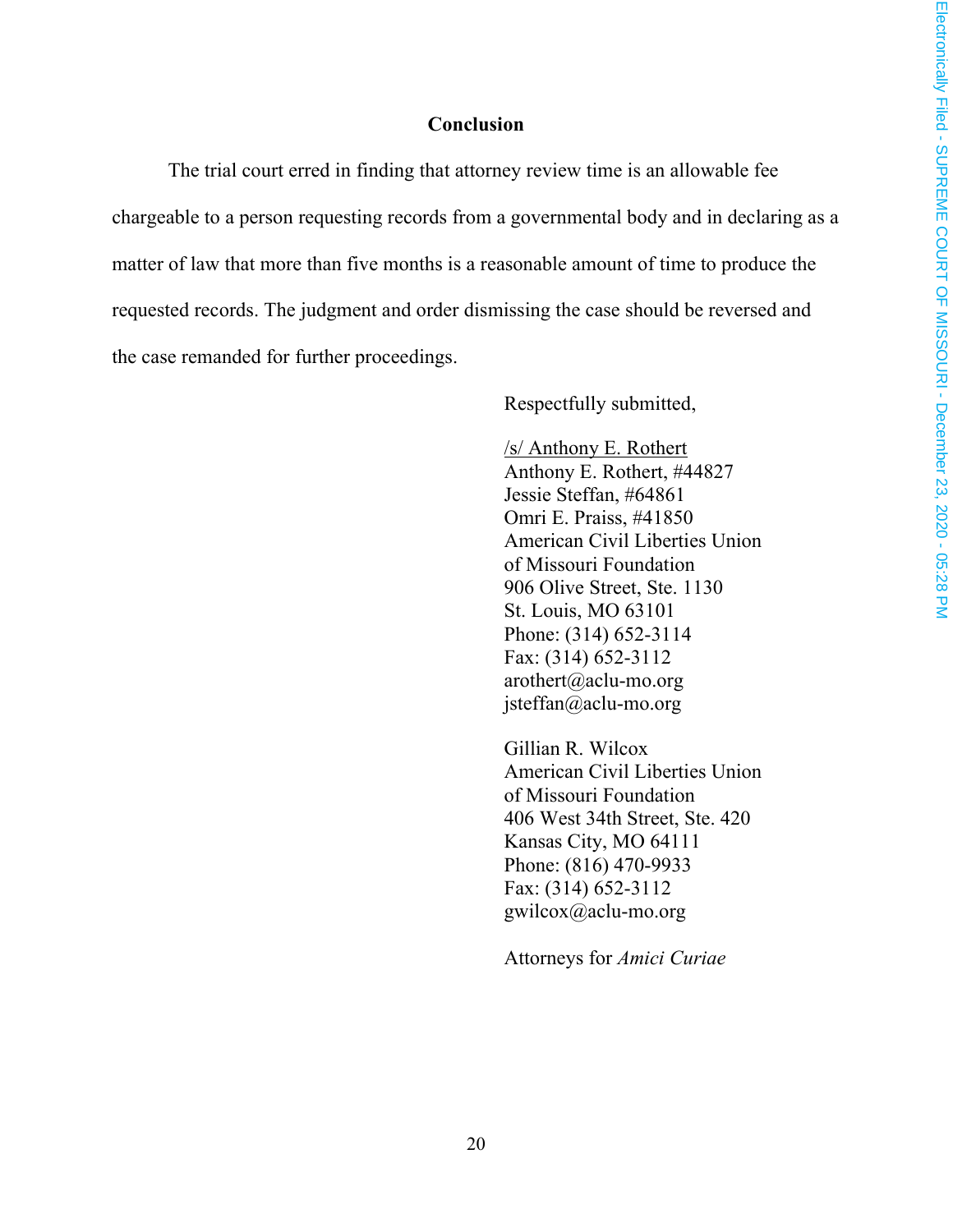## Conclusion

The trial court erred in finding that attorney review time is an allowable fee chargeable to a person requesting records from a governmental body and in declaring as a matter of law that more than five months is a reasonable amount of time to produce the requested records. The judgment and order dismissing the case should be reversed and the case remanded for further proceedings.

Respectfully submitted,

/s/ Anthony E. Rothert
Anthony E. Rothert, #44827
Jessie Steffan, #64861
Omri E. Praiss, #41850
American Civil Liberties Union
of Missouri Foundation
906 Olive Street, Ste. 1130
St. Louis, MO 63101
Phone: (314) 652-3114
Fax: (314) 652-3112
arothert@aclu-mo.org
jsteffan@aclu-mo.org

Gillian R. Wilcox
American Civil Liberties Union
of Missouri Foundation
406 West 34th Street, Ste. 420
Kansas City, MO 64111
Phone: (816) 470-9933
Fax: (314) 652-3112
gwilcox@aclu-mo.org

Attorneys for *Amici Curiae*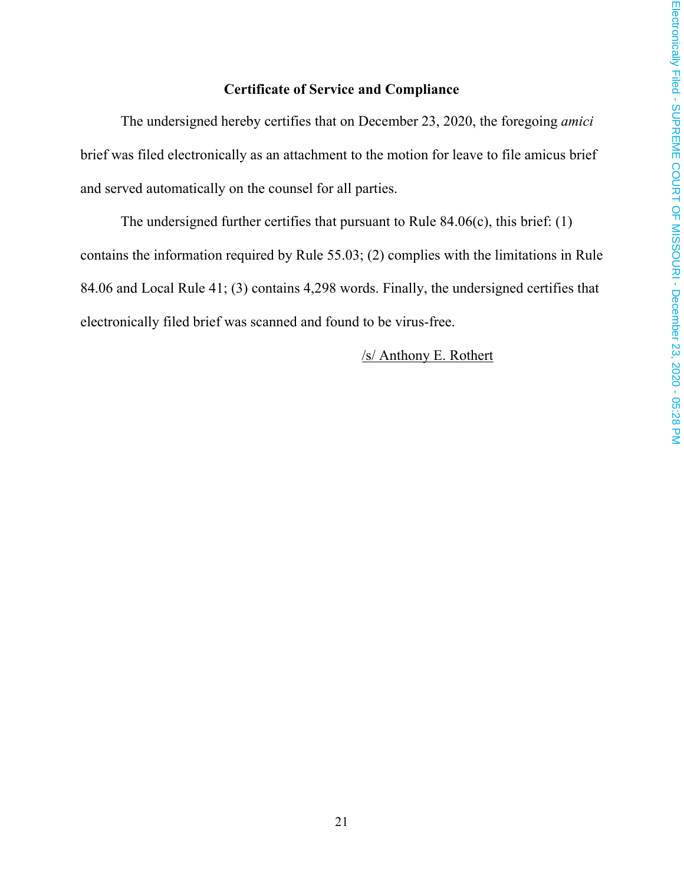**Certificate of Service and Compliance**

The undersigned hereby certifies that on December 23, 2020, the foregoing *amici* brief was filed electronically as an attachment to the motion for leave to file amicus brief and served automatically on the counsel for all parties.

The undersigned further certifies that pursuant to Rule 84.06(c), this brief: (1) contains the information required by Rule 55.03; (2) complies with the limitations in Rule 84.06 and Local Rule 41; (3) contains 4,298 words. Finally, the undersigned certifies that electronically filed brief was scanned and found to be virus-free.

/s/ Anthony E. Rothert